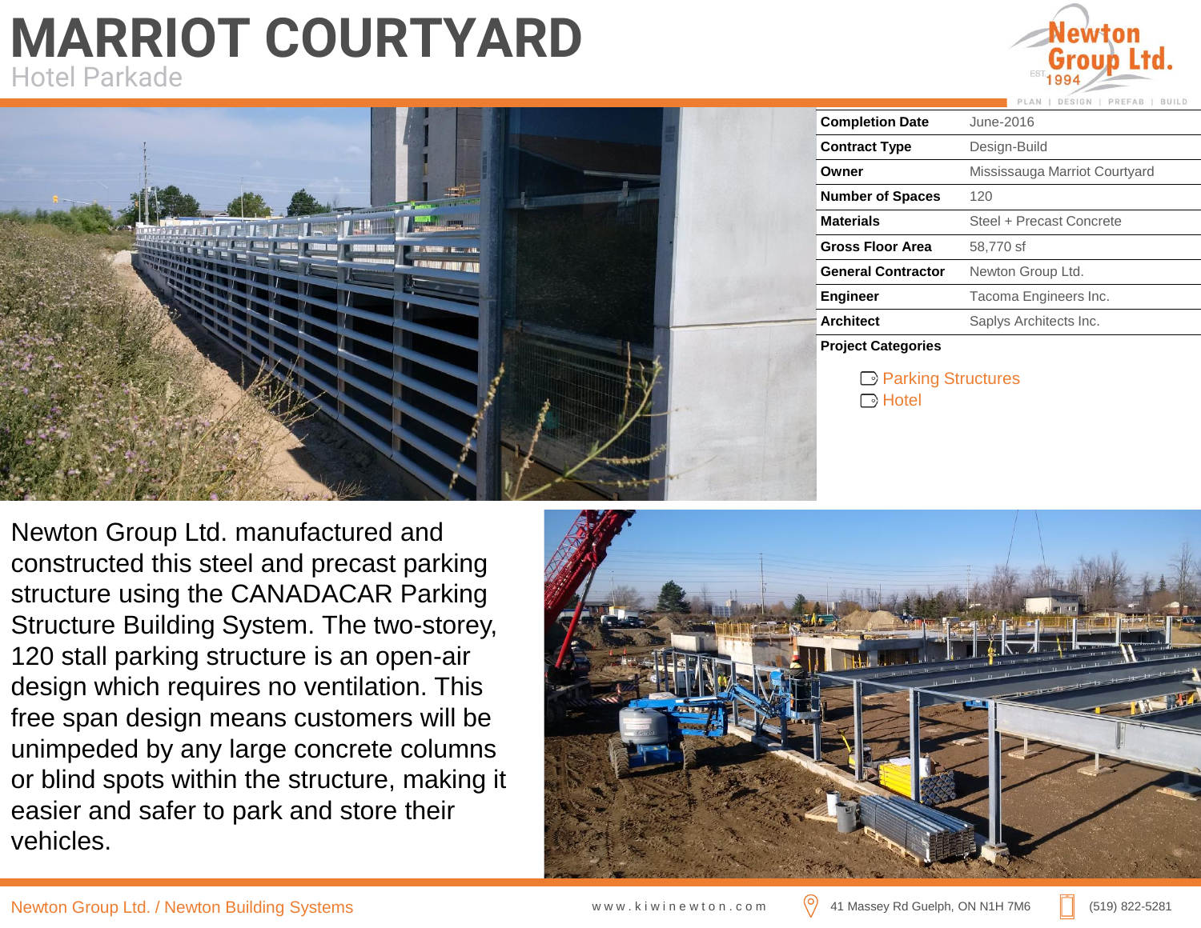# MARRIOT COURTYARD

Hotel Parkade

| Completion Date | June-2016 |
|---|---|
| Contract Type | Design-Build |
| Owner | Mississauga Marriot Courtyard |
| Number of Spaces | 120 |
| Materials | Steel + Precast Concrete |
| Gross Floor Area | 58,770 sf |
| General Contractor | Newton Group Ltd. |
| Engineer | Tacoma Engineers Inc. |
| Architect | Saplys Architects Inc. |

**Project Categories**

- Parking Structures
- Hotel

Newton Group Ltd. manufactured and constructed this steel and precast parking structure using the CANADACAR Parking Structure Building System. The two-storey, 120 stall parking structure is an open-air design which requires no ventilation. This free span design means customers will be unimpeded by any large concrete columns or blind spots within the structure, making it easier and safer to park and store their vehicles.

Newton Group Ltd. / Newton Building Systems    www.kiwinewton.com    41 Massey Rd Guelph, ON N1H 7M6    (519) 822-5281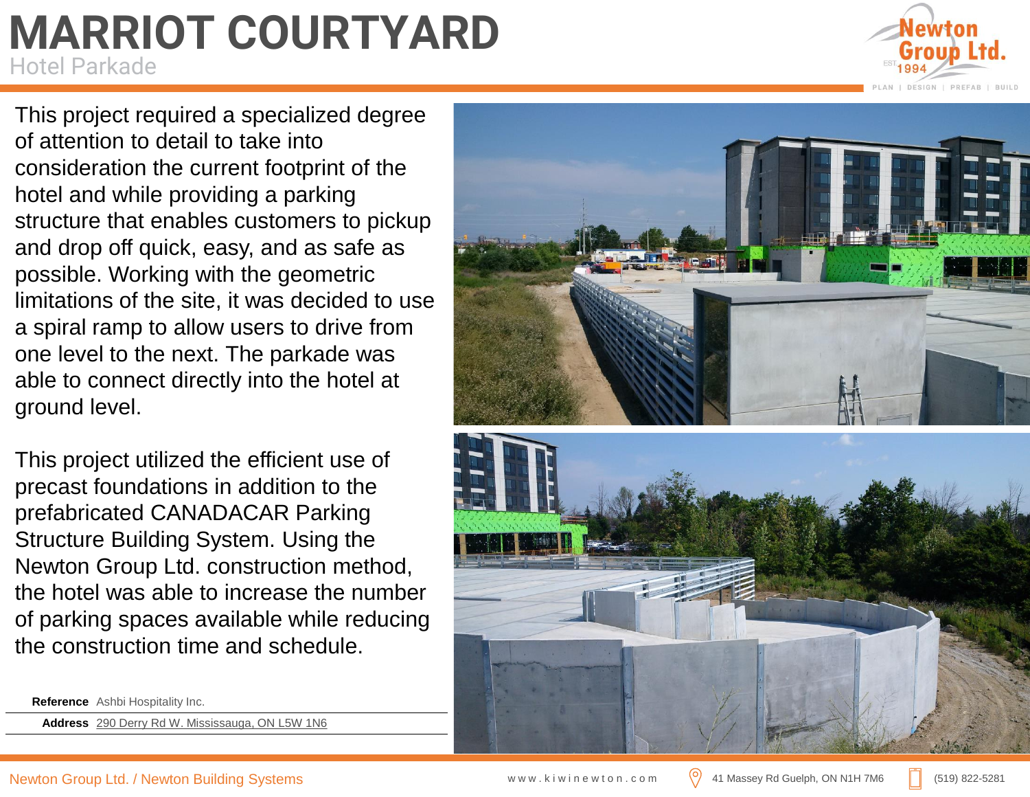# MARRIOT COURTYARD

Hotel Parkade

This project required a specialized degree of attention to detail to take into consideration the current footprint of the hotel and while providing a parking structure that enables customers to pickup and drop off quick, easy, and as safe as possible. Working with the geometric limitations of the site, it was decided to use a spiral ramp to allow users to drive from one level to the next. The parkade was able to connect directly into the hotel at ground level.

This project utilized the efficient use of precast foundations in addition to the prefabricated CANADACAR Parking Structure Building System. Using the Newton Group Ltd. construction method, the hotel was able to increase the number of parking spaces available while reducing the construction time and schedule.

**Reference** Ashbi Hospitality Inc.

**Address** 290 Derry Rd W. Mississauga, ON L5W 1N6